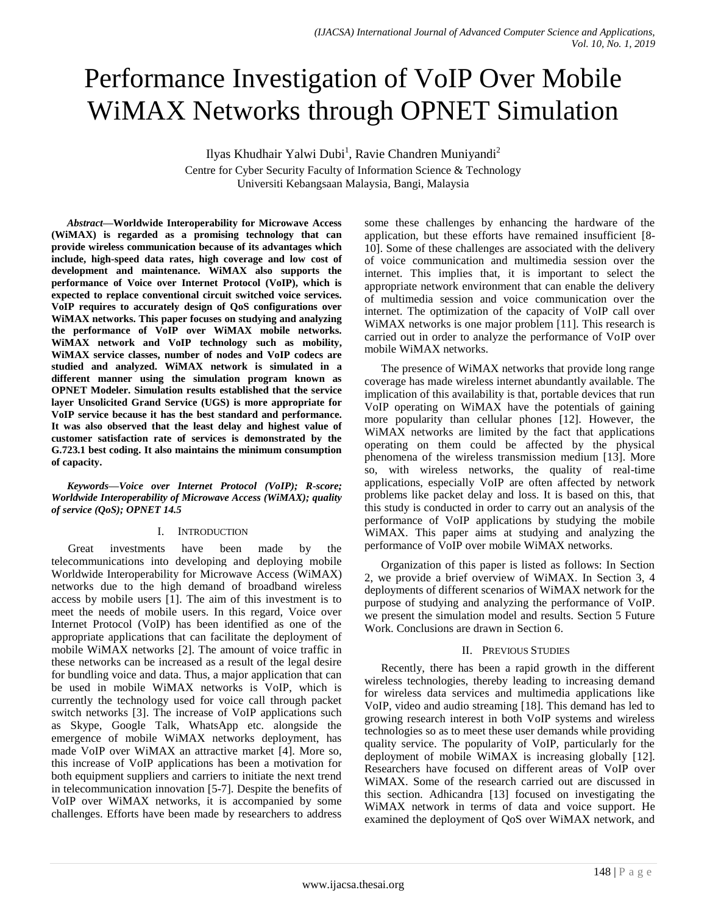# Performance Investigation of VoIP Over Mobile WiMAX Networks through OPNET Simulation

Ilyas Khudhair Yalwi Dubi[1], Ravie Chandren Muniyandi[2]

Centre for Cyber Security Faculty of Information Science & Technology
Universiti Kebangsaan Malaysia, Bangi, Malaysia

***Abstract*—Worldwide Interoperability for Microwave Access (WiMAX) is regarded as a promising technology that can provide wireless communication because of its advantages which include, high-speed data rates, high coverage and low cost of development and maintenance. WiMAX also supports the performance of Voice over Internet Protocol (VoIP), which is expected to replace conventional circuit switched voice services. VoIP requires to accurately design of QoS configurations over WiMAX networks. This paper focuses on studying and analyzing the performance of VoIP over WiMAX mobile networks. WiMAX network and VoIP technology such as mobility, WiMAX service classes, number of nodes and VoIP codecs are studied and analyzed. WiMAX network is simulated in a different manner using the simulation program known as OPNET Modeler. Simulation results established that the service layer Unsolicited Grand Service (UGS) is more appropriate for VoIP service because it has the best standard and performance. It was also observed that the least delay and highest value of customer satisfaction rate of services is demonstrated by the G.723.1 best coding. It also maintains the minimum consumption of capacity.**

***Keywords*—Voice over Internet Protocol (VoIP); R-score; Worldwide Interoperability of Microwave Access (WiMAX); quality of service (QoS); OPNET 14.5**

## I. Introduction

Great investments have been made by the telecommunications into developing and deploying mobile Worldwide Interoperability for Microwave Access (WiMAX) networks due to the high demand of broadband wireless access by mobile users [1]. The aim of this investment is to meet the needs of mobile users. In this regard, Voice over Internet Protocol (VoIP) has been identified as one of the appropriate applications that can facilitate the deployment of mobile WiMAX networks [2]. The amount of voice traffic in these networks can be increased as a result of the legal desire for bundling voice and data. Thus, a major application that can be used in mobile WiMAX networks is VoIP, which is currently the technology used for voice call through packet switch networks [3]. The increase of VoIP applications such as Skype, Google Talk, WhatsApp etc. alongside the emergence of mobile WiMAX networks deployment, has made VoIP over WiMAX an attractive market [4]. More so, this increase of VoIP applications has been a motivation for both equipment suppliers and carriers to initiate the next trend in telecommunication innovation [5-7]. Despite the benefits of VoIP over WiMAX networks, it is accompanied by some challenges. Efforts have been made by researchers to address some these challenges by enhancing the hardware of the application, but these efforts have remained insufficient [8-10]. Some of these challenges are associated with the delivery of voice communication and multimedia session over the internet. This implies that, it is important to select the appropriate network environment that can enable the delivery of multimedia session and voice communication over the internet. The optimization of the capacity of VoIP call over WiMAX networks is one major problem [11]. This research is carried out in order to analyze the performance of VoIP over mobile WiMAX networks.

The presence of WiMAX networks that provide long range coverage has made wireless internet abundantly available. The implication of this availability is that, portable devices that run VoIP operating on WiMAX have the potentials of gaining more popularity than cellular phones [12]. However, the WiMAX networks are limited by the fact that applications operating on them could be affected by the physical phenomena of the wireless transmission medium [13]. More so, with wireless networks, the quality of real-time applications, especially VoIP are often affected by network problems like packet delay and loss. It is based on this, that this study is conducted in order to carry out an analysis of the performance of VoIP applications by studying the mobile WiMAX. This paper aims at studying and analyzing the performance of VoIP over mobile WiMAX networks.

Organization of this paper is listed as follows: In Section 2, we provide a brief overview of WiMAX. In Section 3, 4 deployments of different scenarios of WiMAX network for the purpose of studying and analyzing the performance of VoIP. we present the simulation model and results. Section 5 Future Work. Conclusions are drawn in Section 6.

## II. Previous Studies

Recently, there has been a rapid growth in the different wireless technologies, thereby leading to increasing demand for wireless data services and multimedia applications like VoIP, video and audio streaming [18]. This demand has led to growing research interest in both VoIP systems and wireless technologies so as to meet these user demands while providing quality service. The popularity of VoIP, particularly for the deployment of mobile WiMAX is increasing globally [12]. Researchers have focused on different areas of VoIP over WiMAX. Some of the research carried out are discussed in this section. Adhicandra [13] focused on investigating the WiMAX network in terms of data and voice support. He examined the deployment of QoS over WiMAX network, and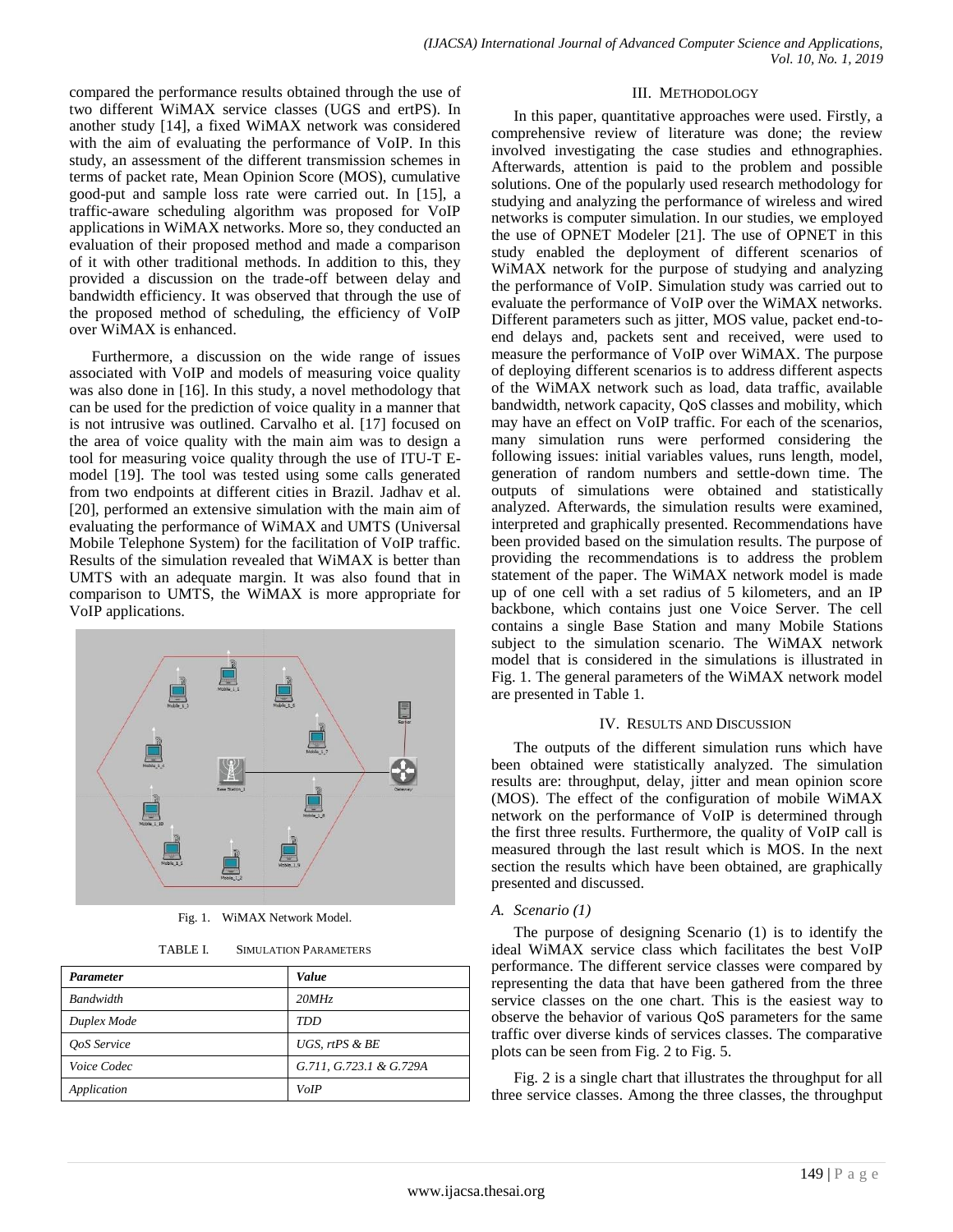compared the performance results obtained through the use of two different WiMAX service classes (UGS and ertPS). In another study [14], a fixed WiMAX network was considered with the aim of evaluating the performance of VoIP. In this study, an assessment of the different transmission schemes in terms of packet rate, Mean Opinion Score (MOS), cumulative good-put and sample loss rate were carried out. In [15], a traffic-aware scheduling algorithm was proposed for VoIP applications in WiMAX networks. More so, they conducted an evaluation of their proposed method and made a comparison of it with other traditional methods. In addition to this, they provided a discussion on the trade-off between delay and bandwidth efficiency. It was observed that through the use of the proposed method of scheduling, the efficiency of VoIP over WiMAX is enhanced.

Furthermore, a discussion on the wide range of issues associated with VoIP and models of measuring voice quality was also done in [16]. In this study, a novel methodology that can be used for the prediction of voice quality in a manner that is not intrusive was outlined. Carvalho et al. [17] focused on the area of voice quality with the main aim was to design a tool for measuring voice quality through the use of ITU-T E-model [19]. The tool was tested using some calls generated from two endpoints at different cities in Brazil. Jadhav et al. [20], performed an extensive simulation with the main aim of evaluating the performance of WiMAX and UMTS (Universal Mobile Telephone System) for the facilitation of VoIP traffic. Results of the simulation revealed that WiMAX is better than UMTS with an adequate margin. It was also found that in comparison to UMTS, the WiMAX is more appropriate for VoIP applications.

Fig. 1. WiMAX Network Model.

TABLE I. SIMULATION PARAMETERS

| *Parameter* | *Value* |
|---|---|
| *Bandwidth* | *20MHz* |
| *Duplex Mode* | *TDD* |
| *QoS Service* | *UGS, rtPS & BE* |
| *Voice Codec* | *G.711, G.723.1 & G.729A* |
| *Application* | *VoIP* |

## III. METHODOLOGY

In this paper, quantitative approaches were used. Firstly, a comprehensive review of literature was done; the review involved investigating the case studies and ethnographies. Afterwards, attention is paid to the problem and possible solutions. One of the popularly used research methodology for studying and analyzing the performance of wireless and wired networks is computer simulation. In our studies, we employed the use of OPNET Modeler [21]. The use of OPNET in this study enabled the deployment of different scenarios of WiMAX network for the purpose of studying and analyzing the performance of VoIP. Simulation study was carried out to evaluate the performance of VoIP over the WiMAX networks. Different parameters such as jitter, MOS value, packet end-to-end delays and, packets sent and received, were used to measure the performance of VoIP over WiMAX. The purpose of deploying different scenarios is to address different aspects of the WiMAX network such as load, data traffic, available bandwidth, network capacity, QoS classes and mobility, which may have an effect on VoIP traffic. For each of the scenarios, many simulation runs were performed considering the following issues: initial variables values, runs length, model, generation of random numbers and settle-down time. The outputs of simulations were obtained and statistically analyzed. Afterwards, the simulation results were examined, interpreted and graphically presented. Recommendations have been provided based on the simulation results. The purpose of providing the recommendations is to address the problem statement of the paper. The WiMAX network model is made up of one cell with a set radius of 5 kilometers, and an IP backbone, which contains just one Voice Server. The cell contains a single Base Station and many Mobile Stations subject to the simulation scenario. The WiMAX network model that is considered in the simulations is illustrated in Fig. 1. The general parameters of the WiMAX network model are presented in Table 1.

## IV. RESULTS AND DISCUSSION

The outputs of the different simulation runs which have been obtained were statistically analyzed. The simulation results are: throughput, delay, jitter and mean opinion score (MOS). The effect of the configuration of mobile WiMAX network on the performance of VoIP is determined through the first three results. Furthermore, the quality of VoIP call is measured through the last result which is MOS. In the next section the results which have been obtained, are graphically presented and discussed.

### *A. Scenario (1)*

The purpose of designing Scenario (1) is to identify the ideal WiMAX service class which facilitates the best VoIP performance. The different service classes were compared by representing the data that have been gathered from the three service classes on the one chart. This is the easiest way to observe the behavior of various QoS parameters for the same traffic over diverse kinds of services classes. The comparative plots can be seen from Fig. 2 to Fig. 5.

Fig. 2 is a single chart that illustrates the throughput for all three service classes. Among the three classes, the throughput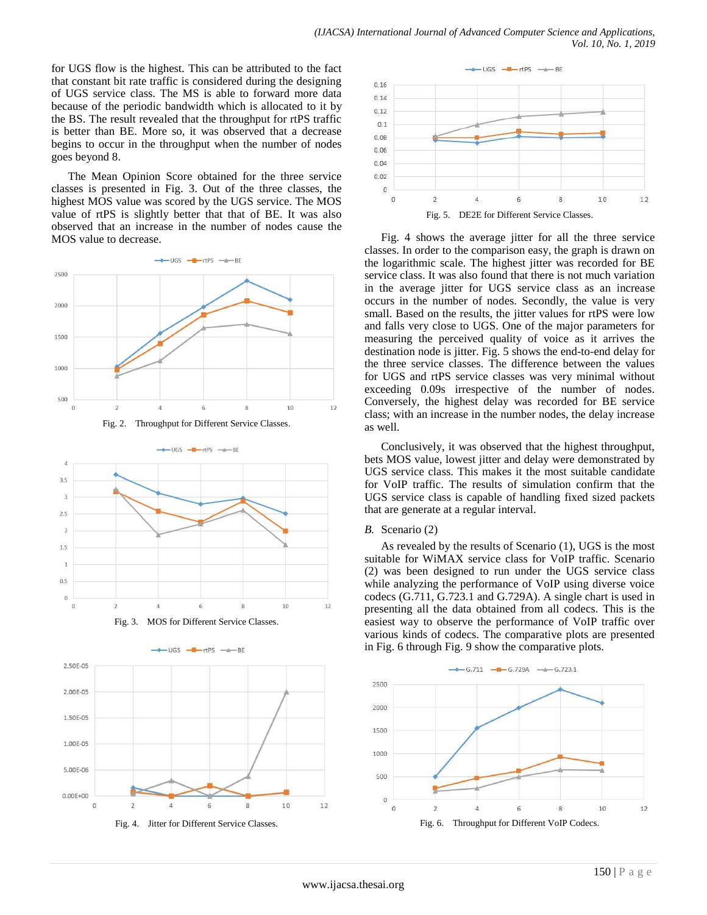for UGS flow is the highest. This can be attributed to the fact that constant bit rate traffic is considered during the designing of UGS service class. The MS is able to forward more data because of the periodic bandwidth which is allocated to it by the BS. The result revealed that the throughput for rtPS traffic is better than BE. More so, it was observed that a decrease begins to occur in the throughput when the number of nodes goes beyond 8.

The Mean Opinion Score obtained for the three service classes is presented in Fig. 3. Out of the three classes, the highest MOS value was scored by the UGS service. The MOS value of rtPS is slightly better that that of BE. It was also observed that an increase in the number of nodes cause the MOS value to decrease.

Fig. 2. Throughput for Different Service Classes.

Fig. 3. MOS for Different Service Classes.

Fig. 4. Jitter for Different Service Classes.

Fig. 5. DE2E for Different Service Classes.

Fig. 4 shows the average jitter for all the three service classes. In order to the comparison easy, the graph is drawn on the logarithmic scale. The highest jitter was recorded for BE service class. It was also found that there is not much variation in the average jitter for UGS service class as an increase occurs in the number of nodes. Secondly, the value is very small. Based on the results, the jitter values for rtPS were low and falls very close to UGS. One of the major parameters for measuring the perceived quality of voice as it arrives the destination node is jitter. Fig. 5 shows the end-to-end delay for the three service classes. The difference between the values for UGS and rtPS service classes was very minimal without exceeding 0.09s irrespective of the number of nodes. Conversely, the highest delay was recorded for BE service class; with an increase in the number nodes, the delay increase as well.

Conclusively, it was observed that the highest throughput, bets MOS value, lowest jitter and delay were demonstrated by UGS service class. This makes it the most suitable candidate for VoIP traffic. The results of simulation confirm that the UGS service class is capable of handling fixed sized packets that are generate at a regular interval.

## *B.* Scenario (2)

As revealed by the results of Scenario (1), UGS is the most suitable for WiMAX service class for VoIP traffic. Scenario (2) was been designed to run under the UGS service class while analyzing the performance of VoIP using diverse voice codecs (G.711, G.723.1 and G.729A). A single chart is used in presenting all the data obtained from all codecs. This is the easiest way to observe the performance of VoIP traffic over various kinds of codecs. The comparative plots are presented in Fig. 6 through Fig. 9 show the comparative plots.

Fig. 6. Throughput for Different VoIP Codecs.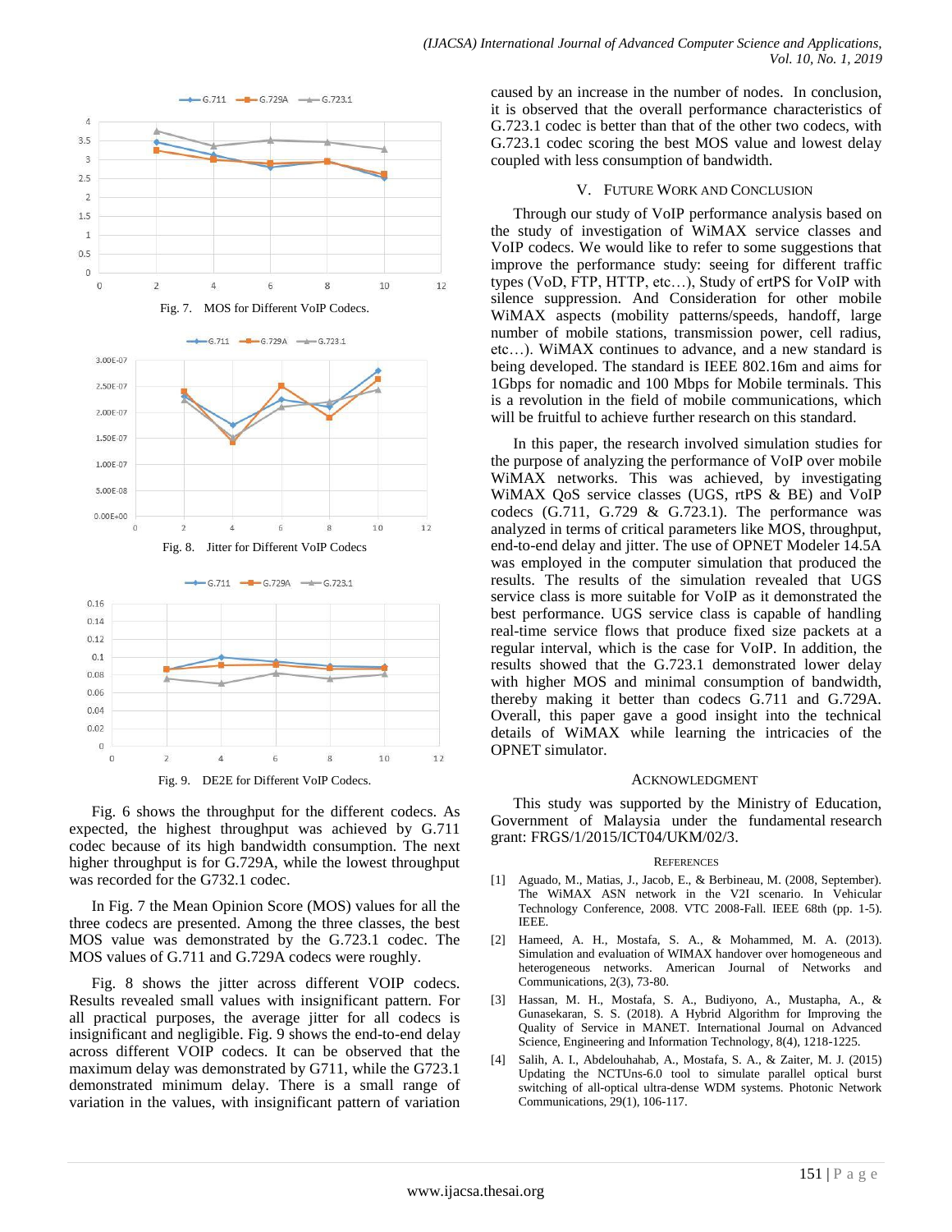Fig. 7. MOS for Different VoIP Codecs.

Fig. 8. Jitter for Different VoIP Codecs

Fig. 9. DE2E for Different VoIP Codecs.

Fig. 6 shows the throughput for the different codecs. As expected, the highest throughput was achieved by G.711 codec because of its high bandwidth consumption. The next higher throughput is for G.729A, while the lowest throughput was recorded for the G732.1 codec.

In Fig. 7 the Mean Opinion Score (MOS) values for all the three codecs are presented. Among the three classes, the best MOS value was demonstrated by the G.723.1 codec. The MOS values of G.711 and G.729A codecs were roughly.

Fig. 8 shows the jitter across different VOIP codecs. Results revealed small values with insignificant pattern. For all practical purposes, the average jitter for all codecs is insignificant and negligible. Fig. 9 shows the end-to-end delay across different VOIP codecs. It can be observed that the maximum delay was demonstrated by G711, while the G723.1 demonstrated minimum delay. There is a small range of variation in the values, with insignificant pattern of variation caused by an increase in the number of nodes. In conclusion, it is observed that the overall performance characteristics of G.723.1 codec is better than that of the other two codecs, with G.723.1 codec scoring the best MOS value and lowest delay coupled with less consumption of bandwidth.

## V. Future Work and Conclusion

Through our study of VoIP performance analysis based on the study of investigation of WiMAX service classes and VoIP codecs. We would like to refer to some suggestions that improve the performance study: seeing for different traffic types (VoD, FTP, HTTP, etc…), Study of ertPS for VoIP with silence suppression. And Consideration for other mobile WiMAX aspects (mobility patterns/speeds, handoff, large number of mobile stations, transmission power, cell radius, etc…). WiMAX continues to advance, and a new standard is being developed. The standard is IEEE 802.16m and aims for 1Gbps for nomadic and 100 Mbps for Mobile terminals. This is a revolution in the field of mobile communications, which will be fruitful to achieve further research on this standard.

In this paper, the research involved simulation studies for the purpose of analyzing the performance of VoIP over mobile WiMAX networks. This was achieved, by investigating WiMAX QoS service classes (UGS, rtPS & BE) and VoIP codecs (G.711, G.729 & G.723.1). The performance was analyzed in terms of critical parameters like MOS, throughput, end-to-end delay and jitter. The use of OPNET Modeler 14.5A was employed in the computer simulation that produced the results. The results of the simulation revealed that UGS service class is more suitable for VoIP as it demonstrated the best performance. UGS service class is capable of handling real-time service flows that produce fixed size packets at a regular interval, which is the case for VoIP. In addition, the results showed that the G.723.1 demonstrated lower delay with higher MOS and minimal consumption of bandwidth, thereby making it better than codecs G.711 and G.729A. Overall, this paper gave a good insight into the technical details of WiMAX while learning the intricacies of the OPNET simulator.

## Acknowledgment

This study was supported by the Ministry of Education, Government of Malaysia under the fundamental research grant: FRGS/1/2015/ICT04/UKM/02/3.

## References

[1] Aguado, M., Matias, J., Jacob, E., & Berbineau, M. (2008, September). The WiMAX ASN network in the V2I scenario. In Vehicular Technology Conference, 2008. VTC 2008-Fall. IEEE 68th (pp. 1-5). IEEE.

[2] Hameed, A. H., Mostafa, S. A., & Mohammed, M. A. (2013). Simulation and evaluation of WIMAX handover over homogeneous and heterogeneous networks. American Journal of Networks and Communications, 2(3), 73-80.

[3] Hassan, M. H., Mostafa, S. A., Budiyono, A., Mustapha, A., & Gunasekaran, S. S. (2018). A Hybrid Algorithm for Improving the Quality of Service in MANET. International Journal on Advanced Science, Engineering and Information Technology, 8(4), 1218-1225.

[4] Salih, A. I., Abdelouhahab, A., Mostafa, S. A., & Zaiter, M. J. (2015) Updating the NCTUns-6.0 tool to simulate parallel optical burst switching of all-optical ultra-dense WDM systems. Photonic Network Communications, 29(1), 106-117.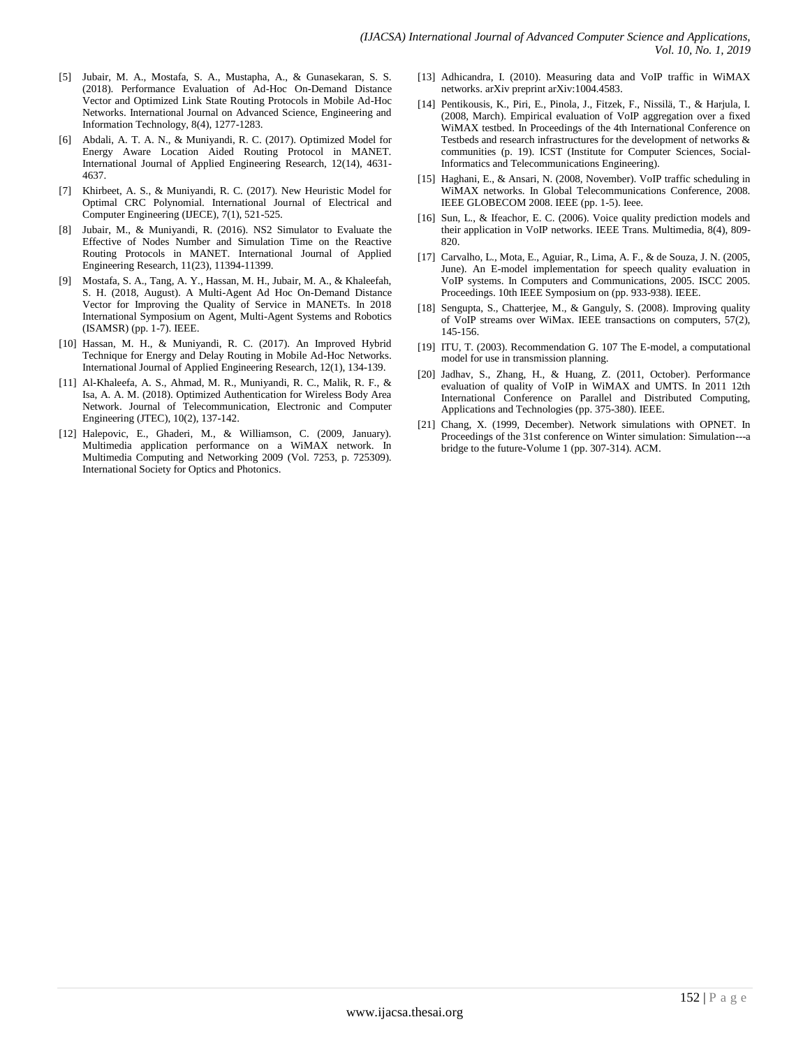[5] Jubair, M. A., Mostafa, S. A., Mustapha, A., & Gunasekaran, S. S. (2018). Performance Evaluation of Ad-Hoc On-Demand Distance Vector and Optimized Link State Routing Protocols in Mobile Ad-Hoc Networks. International Journal on Advanced Science, Engineering and Information Technology, 8(4), 1277-1283.

[6] Abdali, A. T. A. N., & Muniyandi, R. C. (2017). Optimized Model for Energy Aware Location Aided Routing Protocol in MANET. International Journal of Applied Engineering Research, 12(14), 4631-4637.

[7] Khirbeet, A. S., & Muniyandi, R. C. (2017). New Heuristic Model for Optimal CRC Polynomial. International Journal of Electrical and Computer Engineering (IJECE), 7(1), 521-525.

[8] Jubair, M., & Muniyandi, R. (2016). NS2 Simulator to Evaluate the Effective of Nodes Number and Simulation Time on the Reactive Routing Protocols in MANET. International Journal of Applied Engineering Research, 11(23), 11394-11399.

[9] Mostafa, S. A., Tang, A. Y., Hassan, M. H., Jubair, M. A., & Khaleefah, S. H. (2018, August). A Multi-Agent Ad Hoc On-Demand Distance Vector for Improving the Quality of Service in MANETs. In 2018 International Symposium on Agent, Multi-Agent Systems and Robotics (ISAMSR) (pp. 1-7). IEEE.

[10] Hassan, M. H., & Muniyandi, R. C. (2017). An Improved Hybrid Technique for Energy and Delay Routing in Mobile Ad-Hoc Networks. International Journal of Applied Engineering Research, 12(1), 134-139.

[11] Al-Khaleefa, A. S., Ahmad, M. R., Muniyandi, R. C., Malik, R. F., & Isa, A. A. M. (2018). Optimized Authentication for Wireless Body Area Network. Journal of Telecommunication, Electronic and Computer Engineering (JTEC), 10(2), 137-142.

[12] Halepovic, E., Ghaderi, M., & Williamson, C. (2009, January). Multimedia application performance on a WiMAX network. In Multimedia Computing and Networking 2009 (Vol. 7253, p. 725309). International Society for Optics and Photonics.

[13] Adhicandra, I. (2010). Measuring data and VoIP traffic in WiMAX networks. arXiv preprint arXiv:1004.4583.

[14] Pentikousis, K., Piri, E., Pinola, J., Fitzek, F., Nissilä, T., & Harjula, I. (2008, March). Empirical evaluation of VoIP aggregation over a fixed WiMAX testbed. In Proceedings of the 4th International Conference on Testbeds and research infrastructures for the development of networks & communities (p. 19). ICST (Institute for Computer Sciences, Social-Informatics and Telecommunications Engineering).

[15] Haghani, E., & Ansari, N. (2008, November). VoIP traffic scheduling in WiMAX networks. In Global Telecommunications Conference, 2008. IEEE GLOBECOM 2008. IEEE (pp. 1-5). Ieee.

[16] Sun, L., & Ifeachor, E. C. (2006). Voice quality prediction models and their application in VoIP networks. IEEE Trans. Multimedia, 8(4), 809-820.

[17] Carvalho, L., Mota, E., Aguiar, R., Lima, A. F., & de Souza, J. N. (2005, June). An E-model implementation for speech quality evaluation in VoIP systems. In Computers and Communications, 2005. ISCC 2005. Proceedings. 10th IEEE Symposium on (pp. 933-938). IEEE.

[18] Sengupta, S., Chatterjee, M., & Ganguly, S. (2008). Improving quality of VoIP streams over WiMax. IEEE transactions on computers, 57(2), 145-156.

[19] ITU, T. (2003). Recommendation G. 107 The E-model, a computational model for use in transmission planning.

[20] Jadhav, S., Zhang, H., & Huang, Z. (2011, October). Performance evaluation of quality of VoIP in WiMAX and UMTS. In 2011 12th International Conference on Parallel and Distributed Computing, Applications and Technologies (pp. 375-380). IEEE.

[21] Chang, X. (1999, December). Network simulations with OPNET. In Proceedings of the 31st conference on Winter simulation: Simulation---a bridge to the future-Volume 1 (pp. 307-314). ACM.